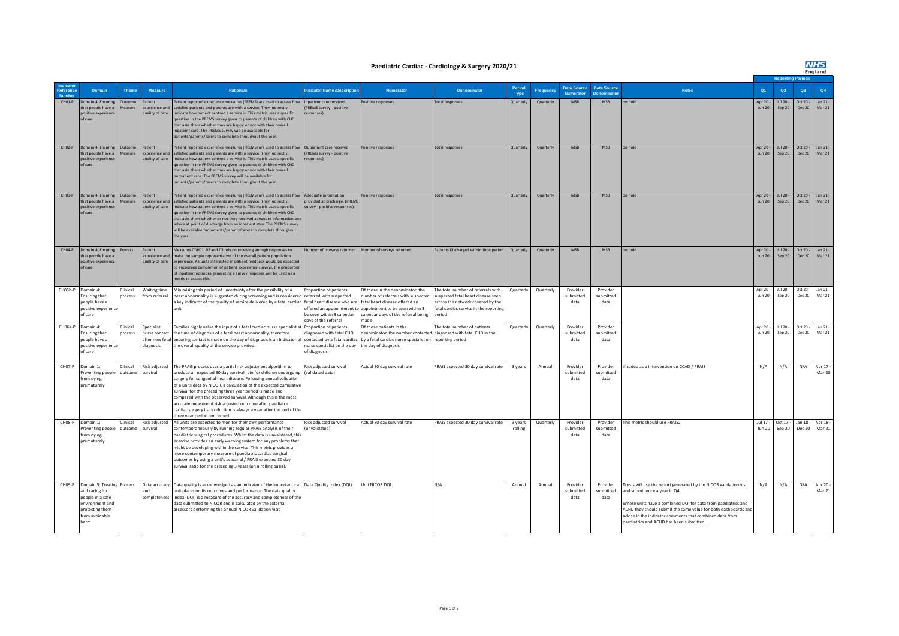# Paediatric Cardiac - Cardiology & Surgery 2020/21

| Indicator Reference Number | Domain | Theme | Measure | Rationale | Indicator Name /Description | Numerator | Denominator | Period Type | Frequency | Data Source Numerator | Data Source Denominator | Notes | Reporting Periods Q1 | Q2 | Q3 | Q4 |
|---|---|---|---|---|---|---|---|---|---|---|---|---|---|---|---|---|
| CH01-P | Domain 4: Ensuring that people have a positive experience of care. | Outcome Measure | Patient experience and quality of care | Patient reported experience measures (PREMS) are used to assess how satisfied patients and parents are with a service. They indirectly indicate how patient centred a service is. This metric uses a specific question in the PREMS survey given to parents of children with CHD that asks them whether they are happy or not with their overall inpatient care. The PREMS survey will be available for patients/parents/carers to complete throughout the year. | Inpatient care received. (PREMS survey - positive responses) | Positive responses | Total responses | Quarterly | Quarterly | MSB | MSB | on hold | Apr 20 - Jun 20 | Jul 20 - Sep 20 | Oct 20 - Dec 20 | Jan 21 - Mar 21 |
| CH02-P | Domain 4: Ensuring that people have a positive experience of care. | Outcome Measure | Patient experience and quality of care | Patient reported experience measures (PREMS) are used to assess how satisfied patients and parents are with a service. They indirectly indicate how patient centred a service is. This metric uses a specific question in the PREMS survey given to parents of children with CHD that asks them whether they are happy or not with their overall outpatient care. The PREMS survey will be available for patients/parents/carers to complete throughout the year. | Outpatient care received. (PREMS survey - positive responses) | Positive responses | Total responses | Quarterly | Quarterly | MSB | MSB | on hold | Apr 20 - Jun 20 | Jul 20 - Sep 20 | Oct 20 - Dec 20 | Jan 21 - Mar 21 |
| CH03-P | Domain 4: Ensuring that people have a positive experience of care. | Outcome Measure | Patient experience and quality of care | Patient reported experience measures (PREMS) are used to assess how satisfied patients and parents are with a service. They indirectly indicate how patient centred a service is. This metric uses a specific question in the PREMS survey given to parents of children with CHD that asks them whether or not they received adequate information and advice at point of discharge from an inpatient stay. The PREMS survey will be available for patients/parents/carers to complete throughout the year. | Adequate information provided at discharge. (PREMS survey - positive responses). | Positive responses | Total responses | Quarterly | Quarterly | MSB | MSB | on hold | Apr 20 - Jun 20 | Jul 20 - Sep 20 | Oct 20 - Dec 20 | Jan 21 - Mar 21 |
| CH04-P | Domain 4: Ensuring that people have a positive experience of care. | Process | Patient experience and quality of care | Measures CDH01, 02 and 03 rely on receiving enough responses to make the sample representative of the overall patient population experience. As units interested in patient feedback would be expected to encourage completion of patient experience surveys, the proportion of inpatient episodes generating a survey response will be used as a metric to assess this. | Number of surveys returned. | Number of surveys returned | Patients Discharged within time period | Quarterly | Quarterly | MSB | MSB | on hold | Apr 20 - Jun 20 | Jul 20 - Sep 20 | Oct 20 - Dec 20 | Jan 21 - Mar 21 |
| CH05b-P | Domain 4: Ensuring that people have a positive experience of care | Clinical process | Waiting time from referral | Minimising this period of uncertainty after the possibility of a heart abnormality is suggested during screening and is considered a key indicator of the quality of service delivered by a fetal cardiac unit. | Proportion of patients referred with suspected fetal heart disease who are offered an appointment to be seen within 3 calendar days of the referral | Of those in the denominator, the number of referrals with suspected fetal heart disease offered an appointment to be seen within 3 calendar days of the referral being made | The total number of referrals with suspected fetal heart disease seen across the network covered by the fetal cardiac service in the reporting period | Quarterly | Quarterly | Provider submitted data | Provider submitted data | | Apr 20 - Jun 20 | Jul 20 - Sep 20 | Oct 20 - Dec 20 | Jan 21 - Mar 21 |
| CH06a-P | Domain 4: Ensuring that people have a positive experience of care | Clinical process | Specialist nurse contact after new fetal diagnosis | Families highly value the input of a fetal cardiac nurse specialist at the time of diagnosis of a fetal heart abnormality, therefore ensuring contact is made on the day of diagnosis is an indicator of the overall quality of the service provided. | Proportion of patients diagnosed with fetal CHD contacted by a fetal cardiac nurse specialist on the day of diagnosis | Of those patients in the denominator, the number contacted by a fetal cardiac nurse specialist on the day of diagnosis | The total number of patients diagnosed with fetal CHD in the reporting period | Quarterly | Quarterly | Provider submitted data | Provider submitted data | | Apr 20 - Jun 20 | Jul 20 - Sep 20 | Oct 20 - Dec 20 | Jan 21 - Mar 21 |
| CH07-P | Domain 1: Preventing people from dying prematurely | Clinical outcome | Risk adjusted survival | The PRAiS process uses a partial risk adjustment algorithm to produce an expected 30 day survival rate for children undergoing surgery for congenital heart disease. Following annual validation of a units data by NICOR, a calculation of the expected cumulative survival for the preceding three year period is made and compared with the observed survival. Although this is the most accurate measure of risk adjusted outcome after paediatric cardiac surgery its production is always a year after the end of the three year period concerned. | Risk adjusted survival (validated data) | Actual 30 day survival rate | PRAiS expected 30 day survival rate | 3 years | Annual | Provider submitted data | Provider submitted data | If coded as a intervention on CCAD / PRAIS | N/A | N/A | N/A | Apr 17 - Mar 20 |
| CH08-P | Domain 1: Preventing people from dying prematurely | Clinical outcome | Risk adjusted survival | All units are expected to monitor their own performance contemporaneously by running regular PRAiS analysis of their paediatric surgical procedures. Whilst the data is unvalidated, this exercise provides an early warning system for any problems that might be developing within the service. This metric provides a more contemporary measure of paediatric cardiac surgical outcomes by using a unit's actuarial / PRAiS expected 30 day survival ratio for the preceding 3 years (on a rolling basis). | Risk adjusted survival (unvalidated) | Actual 30 day survival rate | PRAiS expected 30 day survival rate | 3 years rolling | Quarterly | Provider submitted data | Provider submitted data | This metric should use PRAIS2 | Jul 17 - Jun 20 | Oct 17 - Sep 20 | Jan 18 - Dec 20 | Apr 18 - Mar 21 |
| CH09-P | Domain 5: Treating and caring for people in a safe environment and protecting them from avoidable harm | Process | Data accuracy and completeness | Data quality is acknowledged as an indicator of the importance a unit places on its outcomes and performance. The data quality index (DQI) is a measure of the accuracy and completeness of the data submitted to NICOR and is calculated by the external assessors performing the annual NICOR validation visit. | Data Quality Index (DQI) | Unit NICOR DQI | N/A | Annual | Annual | Provider submitted data | Provider submitted data | Trusts will use the report generated by the NICOR validation visit and submit once a year in Q4.<br><br>Where units have a combined DQI for data from paediatrics and ACHD they should submit the same value for both dashboards and advise in the indicator comments that combined data from paediatrics and ACHD has been submitted. | N/A | N/A | N/A | Apr 20 - Mar 21 |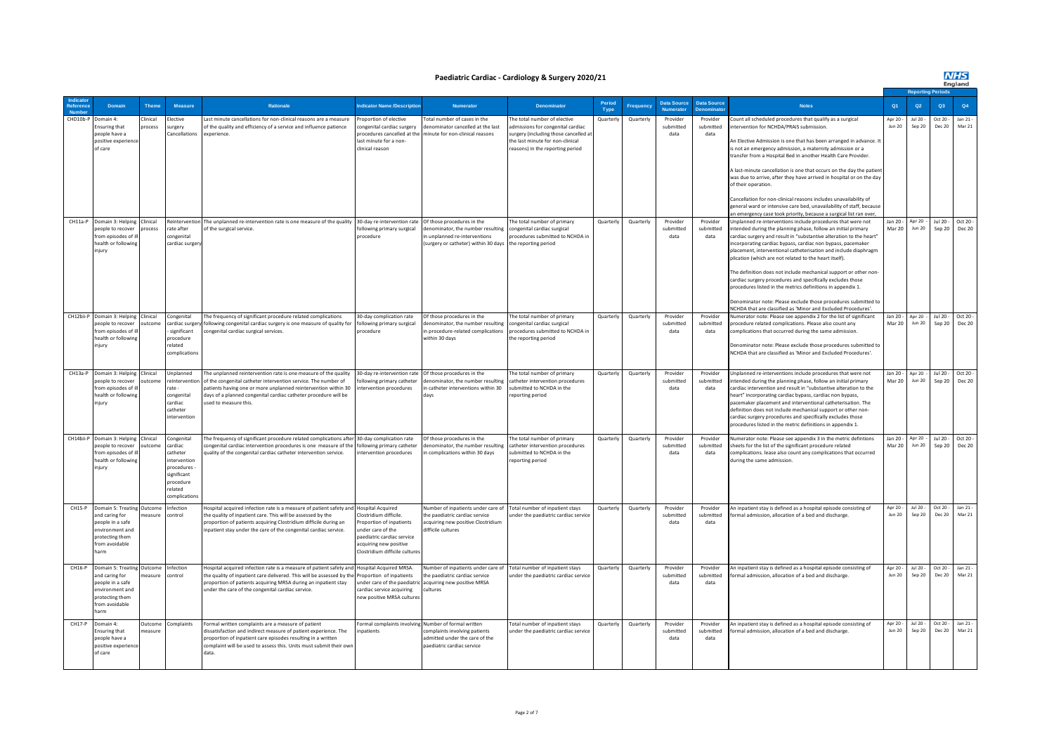# Paediatric Cardiac - Cardiology & Surgery 2020/21

| Indicator Reference Number | Domain | Theme | Measure | Rationale | Indicator Name /Description | Numerator | Denominator | Period Type | Frequency | Data Source Numerator | Data Source Denominator | Notes | Reporting Periods Q1 | Q2 | Q3 | Q4 |
|---|---|---|---|---|---|---|---|---|---|---|---|---|---|---|---|---|
| CHD10b-P | Domain 4: Ensuring that people have a positive experience of care | Clinical process | Elective surgery Cancellations | Last minute cancellations for non-clinical reasons are a measure of the quality and efficiency of a service and influence patience experience. | Proportion of elective congenital cardiac surgery procedures cancelled at the last minute for a non-clinical reason | Total number of cases in the denominator cancelled at the last minute for non-clinical reasons | The total number of elective admissions for congenital cardiac surgery (including those cancelled at the last minute for non-clinical reasons) in the reporting period | Quarterly | Quarterly | Provider submitted data | Provider submitted data | Count all scheduled procedures that qualify as a surgical intervention for NCHDA/PRAIS submission.<br><br>An Elective Admission is one that has been arranged in advance. It is not an emergency admission, a maternity admission or a transfer from a Hospital Bed in another Health Care Provider.<br><br>A last-minute cancellation is one that occurs on the day the patient was due to arrive, after they have arrived in hospital or on the day of their operation.<br><br>Cancellation for non-clinical reasons includes unavailability of general ward or intensive care bed, unavailability of staff, because an emergency case took priority, because a surgical list ran over, | Apr 20 - Jun 20 | Jul 20 - Sep 20 | Oct 20 - Dec 20 | Jan 21 - Mar 21 |
| CH11a-P | Domain 3: Helping people to recover from episodes of ill health or following injury | Clinical process | Reintervention rate after congenital cardiac surgery | The unplanned re-intervention rate is one measure of the quality of the surgical service. | 30-day re-intervention rate following primary surgical procedure | Of those procedures in the denominator, the number resulting in unplanned re-interventions (surgery or catheter) within 30 days | The total number of primary congenital cardiac surgical procedures submitted to NCHDA in the reporting period | Quarterly | Quarterly | Provider submitted data | Provider submitted data | Unplanned re-interventions include procedures that were not intended during the planning phase, follow an initial primary cardiac surgery and result in "substantive alteration to the heart" incorporating cardiac bypass, cardiac non bypass, pacemaker placement, interventional catheterisation and include diaphragm plication (which are not related to the heart itself).<br><br>The definition does not include mechanical support or other non-cardiac surgery procedures and specifically excludes those procedures listed in the metrics definitions in appendix 1.<br><br>Denominator note: Please exclude those procedures submitted to NCHDA that are classified as 'Minor and Excluded Procedures'. | Jan 20 - Mar 20 | Apr 20 - Jun 20 | Jul 20 - Sep 20 | Oct 20 - Dec 20 |
| CH12bii-P | Domain 3: Helping people to recover from episodes of ill health or following injury | Clinical outcome | Congenital cardiac surgery - significant procedure related complications | The frequency of significant procedure related complications following congenital cardiac surgery is one measure of quality for congenital cardiac surgical services. | 30-day complication rate following primary surgical procedure | Of those procedures in the denominator, the number resulting in procedure-related complications within 30 days | The total number of primary congenital cardiac surgical procedures submitted to NCHDA in the reporting period | Quarterly | Quarterly | Provider submitted data | Provider submitted data | Numerator note: Please see appendix 2 for the list of significant procedure related complications. Please also count any complications that occurred during the same admission.<br><br>Denominator note: Please exclude those procedures submitted to NCHDA that are classified as 'Minor and Excluded Procedures'. | Jan 20 - Mar 20 | Apr 20 - Jun 20 | Jul 20 - Sep 20 | Oct 20 - Dec 20 |
| CH13a-P | Domain 3: Helping people to recover from episodes of ill health or following injury | Clinical outcome | Unplanned reintervention rate - congenital cardiac catheter intervention | The unplanned reintervention rate is one measure of the quality of the congenital catheter intervention service. The number of patients having one or more unplanned reintervention within 30 days of a planned congenital cardiac catheter procedure will be used to measure this. | 30-day re-intervention rate following primary catheter intervention procedures | Of those procedures in the denominator, the number resulting in catheter interventions within 30 days | The total number of primary catheter intervention procedures submitted to NCHDA in the reporting period | Quarterly | Quarterly | Provider submitted data | Provider submitted data | Unplanned re-interventions include procedures that were not intended during the planning phase, follow an initial primary cardiac intervention and result in "substantive alteration to the heart" incorporating cardiac bypass, cardiac non bypass, pacemaker placement and interventional catheterisation. The definition does not include mechanical support or other non-cardiac surgery procedures and specifically excludes those procedures listed in the metric definitions in appendix 1. | Jan 20 - Mar 20 | Apr 20 - Jun 20 | Jul 20 - Sep 20 | Oct 20 - Dec 20 |
| CH14bii-P | Domain 3: Helping people to recover from episodes of ill health or following injury | Clinical outcome | Congenital cardiac catheter intervention procedures - significant procedure related complications | The frequency of significant procedure related complications after congenital cardiac intervention procedures is one measure of the quality of the congenital cardiac catheter intervention service. | 30-day complication rate following primary catheter intervention procedures | Of those procedures in the denominator, the number resulting in complications within 30 days | The total number of primary catheter intervention procedures submitted to NCHDA in the reporting period | Quarterly | Quarterly | Provider submitted data | Provider submitted data | Numerator note: Please see appendix 3 in the metric defintions sheets for the list of the significant procedure related complications. lease also count any complications that occurred during the same admission. | Jan 20 - Mar 20 | Apr 20 - Jun 20 | Jul 20 - Sep 20 | Oct 20 - Dec 20 |
| CH15-P | Domain 5: Treating and caring for people in a safe environment and protecting them from avoidable harm | Outcome measure | Infection control | Hospital acquired infection rate is a measure of patient safety and the quality of inpatient care. This will be assessed by the proportion of patients acquiring Clostridium difficile during an inpatient stay under the care of the congenital cardiac service. | Hospital Acquired Clostridium difficile. Proportion of inpatients under care of the paediatric cardiac service acquiring new positive Clostridium difficile cultures | Number of inpatients under care of the paediatric cardiac service acquiring new positive Clostridium difficile cultures | Total number of inpatient stays under the paediatric cardiac service | Quarterly | Quarterly | Provider submitted data | Provider submitted data | An inpatient stay is defined as a hospital episode consisting of formal admission, allocation of a bed and discharge. | Apr 20 - Jun 20 | Jul 20 - Sep 20 | Oct 20 - Dec 20 | Jan 21 - Mar 21 |
| CH16-P | Domain 5: Treating and caring for people in a safe environment and protecting them from avoidable harm | Outcome measure | Infection control | Hospital acquired infection rate is a measure of patient safety and the quality of inpatient care delivered. This will be assessed by the proportion of patients acquiring MRSA during an inpatient stay under the care of the congenital cardiac service. | Hospital Acquired MRSA. Proportion of inpatients under care of the paediatric cardiac service acquiring new positive MRSA cultures | Number of inpatients under care of the paediatric cardiac service acquiring new positive MRSA cultures | Total number of inpatient stays under the paediatric cardiac service | Quarterly | Quarterly | Provider submitted data | Provider submitted data | An inpatient stay is defined as a hospital episode consisting of formal admission, allocation of a bed and discharge. | Apr 20 - Jun 20 | Jul 20 - Sep 20 | Oct 20 - Dec 20 | Jan 21 - Mar 21 |
| CH17-P | Domain 4: Ensuring that people have a positive experience of care | Outcome measure | Complaints | Formal written complaints are a measure of patient dissatisfaction and indirect measure of patient experience. The proportion of inpatient care episodes resulting in a written complaint will be used to assess this. Units must submit their own data. | Formal complaints involving inpatients | Number of formal written complaints involving patients admitted under the care of the paediatric cardiac service | Total number of inpatient stays under the paediatric cardiac service | Quarterly | Quarterly | Provider submitted data | Provider submitted data | An inpatient stay is defined as a hospital episode consisting of formal admission, allocation of a bed and discharge. | Apr 20 - Jun 20 | Jul 20 - Sep 20 | Oct 20 - Dec 20 | Jan 21 - Mar 21 |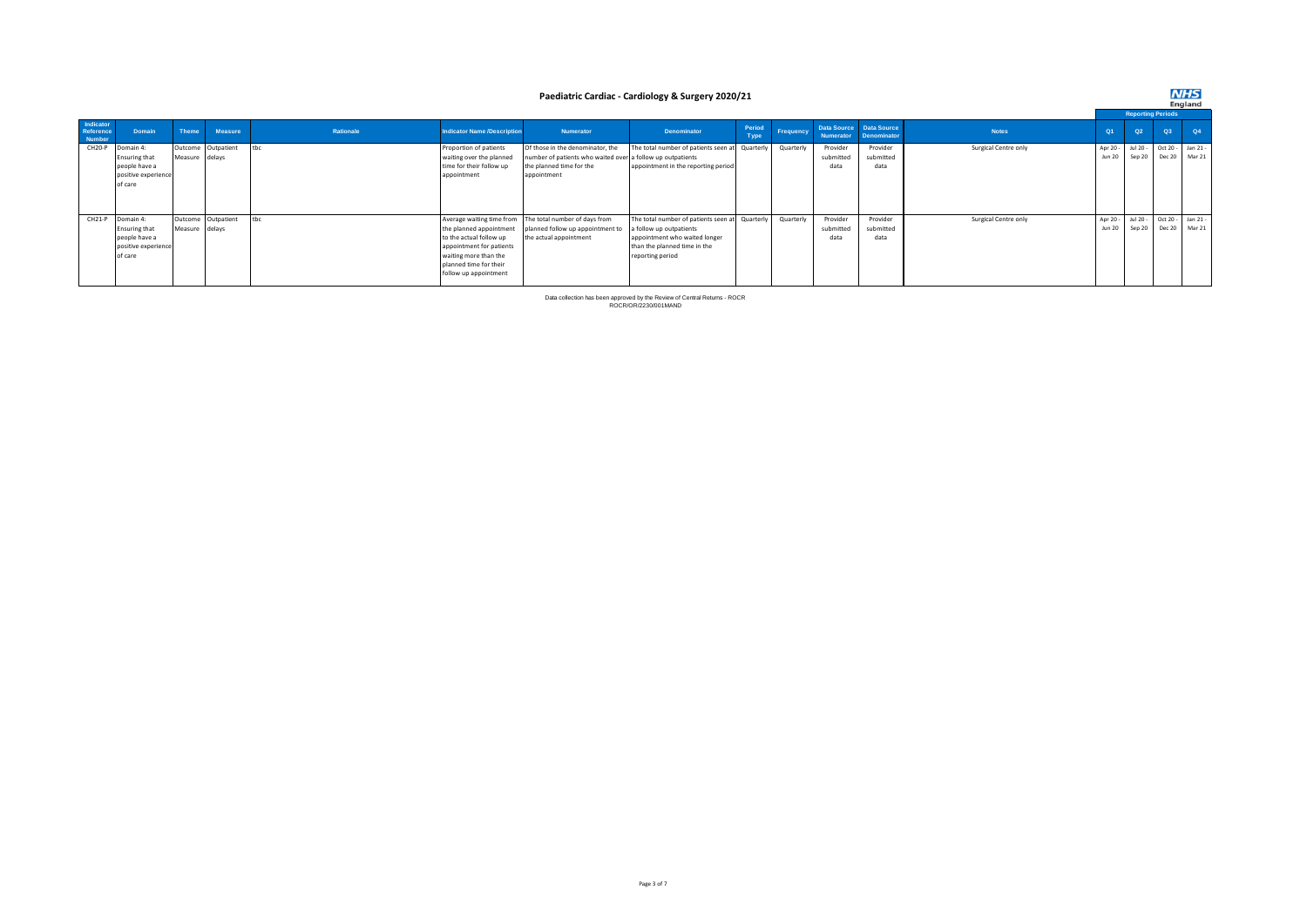# Paediatric Cardiac - Cardiology & Surgery 2020/21

| Indicator Reference Number | Domain | Theme | Measure | Rationale | Indicator Name /Description | Numerator | Denominator | Period Type | Frequency | Data Source Numerator | Data Source Denominator | Notes | Reporting Periods Q1 | Q2 | Q3 | Q4 |
|---|---|---|---|---|---|---|---|---|---|---|---|---|---|---|---|---|
| CH20-P | Domain 4: Ensuring that people have a positive experience of care | Outcome Measure | Outpatient delays | tbc | Proportion of patients waiting over the planned time for their follow up appointment | Of those in the denominator, the number of patients who waited over the planned time for the appointment | The total number of patients seen at a follow up outpatients appointment in the reporting period | Quarterly | Quarterly | Provider submitted data | Provider submitted data | Surgical Centre only | Apr 20 - Jun 20 | Jul 20 - Sep 20 | Oct 20 - Dec 20 | Jan 21 - Mar 21 |
| CH21-P | Domain 4: Ensuring that people have a positive experience of care | Outcome Measure | Outpatient delays | tbc | Average waiting time from the planned appointment to the actual follow up appointment for patients waiting more than the planned time for their follow up appointment | The total number of days from planned follow up appointment to the actual appointment | The total number of patients seen at a follow up outpatients appointment who waited longer than the planned time in the reporting period | Quarterly | Quarterly | Provider submitted data | Provider submitted data | Surgical Centre only | Apr 20 - Jun 20 | Jul 20 - Sep 20 | Oct 20 - Dec 20 | Jan 21 - Mar 21 |

Data collection has been approved by the Review of Central Returns - ROCR
ROCR/OR/2230/001MAND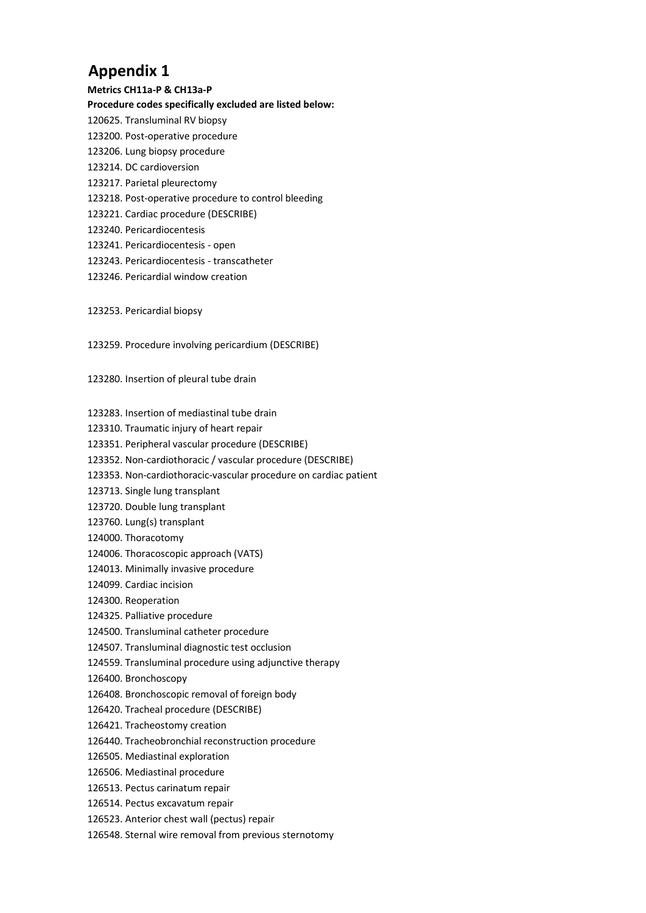# Appendix 1

**Metrics CH11a-P & CH13a-P**

**Procedure codes specifically excluded are listed below:**

120625. Transluminal RV biopsy
123200. Post-operative procedure
123206. Lung biopsy procedure
123214. DC cardioversion
123217. Parietal pleurectomy
123218. Post-operative procedure to control bleeding
123221. Cardiac procedure (DESCRIBE)
123240. Pericardiocentesis
123241. Pericardiocentesis - open
123243. Pericardiocentesis - transcatheter
123246. Pericardial window creation

123253. Pericardial biopsy

123259. Procedure involving pericardium (DESCRIBE)

123280. Insertion of pleural tube drain

123283. Insertion of mediastinal tube drain
123310. Traumatic injury of heart repair
123351. Peripheral vascular procedure (DESCRIBE)
123352. Non-cardiothoracic / vascular procedure (DESCRIBE)
123353. Non-cardiothoracic-vascular procedure on cardiac patient
123713. Single lung transplant
123720. Double lung transplant
123760. Lung(s) transplant
124000. Thoracotomy
124006. Thoracoscopic approach (VATS)
124013. Minimally invasive procedure
124099. Cardiac incision
124300. Reoperation
124325. Palliative procedure
124500. Transluminal catheter procedure
124507. Transluminal diagnostic test occlusion
124559. Transluminal procedure using adjunctive therapy
126400. Bronchoscopy
126408. Bronchoscopic removal of foreign body
126420. Tracheal procedure (DESCRIBE)
126421. Tracheostomy creation
126440. Tracheobronchial reconstruction procedure
126505. Mediastinal exploration
126506. Mediastinal procedure
126513. Pectus carinatum repair
126514. Pectus excavatum repair
126523. Anterior chest wall (pectus) repair
126548. Sternal wire removal from previous sternotomy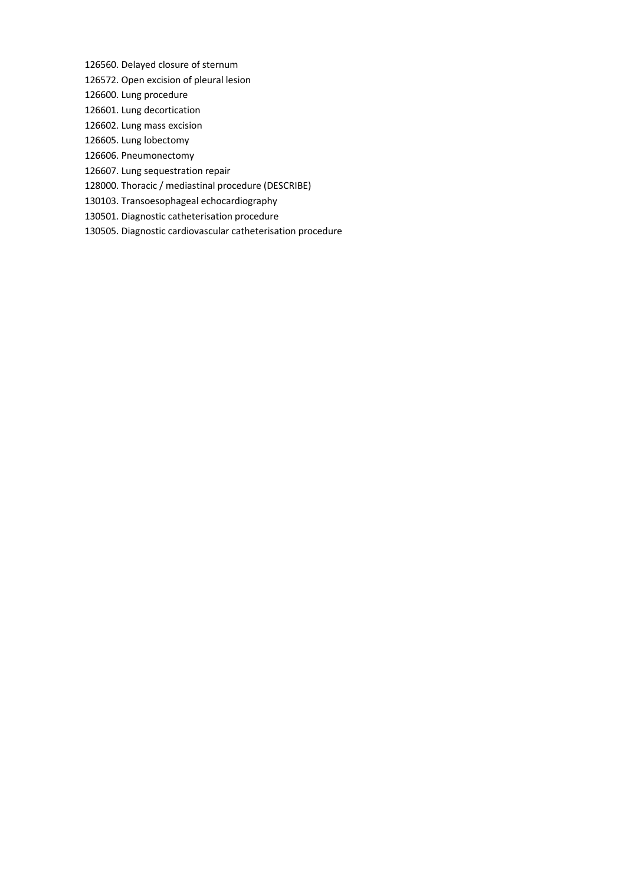126560. Delayed closure of sternum

126572. Open excision of pleural lesion

126600. Lung procedure

126601. Lung decortication

126602. Lung mass excision

126605. Lung lobectomy

126606. Pneumonectomy

126607. Lung sequestration repair

128000. Thoracic / mediastinal procedure (DESCRIBE)

130103. Transoesophageal echocardiography

130501. Diagnostic catheterisation procedure

130505. Diagnostic cardiovascular catheterisation procedure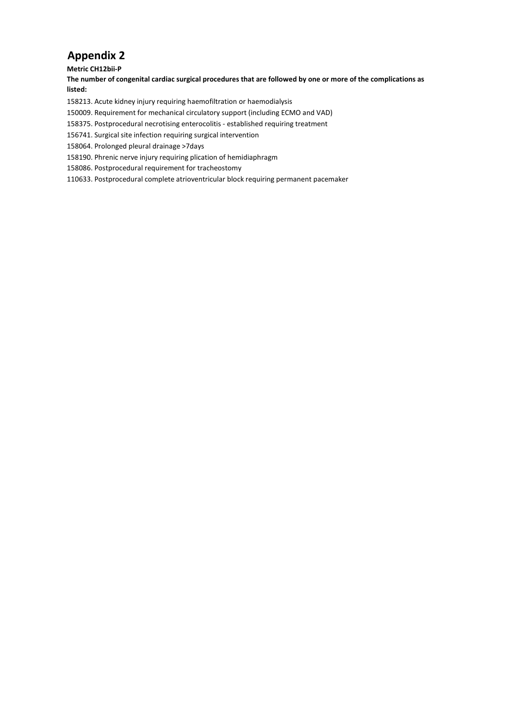# Appendix 2

**Metric CH12bii-P**

**The number of congenital cardiac surgical procedures that are followed by one or more of the complications as listed:**

158213. Acute kidney injury requiring haemofiltration or haemodialysis

150009. Requirement for mechanical circulatory support (including ECMO and VAD)

158375. Postprocedural necrotising enterocolitis - established requiring treatment

156741. Surgical site infection requiring surgical intervention

158064. Prolonged pleural drainage >7days

158190. Phrenic nerve injury requiring plication of hemidiaphragm

158086. Postprocedural requirement for tracheostomy

110633. Postprocedural complete atrioventricular block requiring permanent pacemaker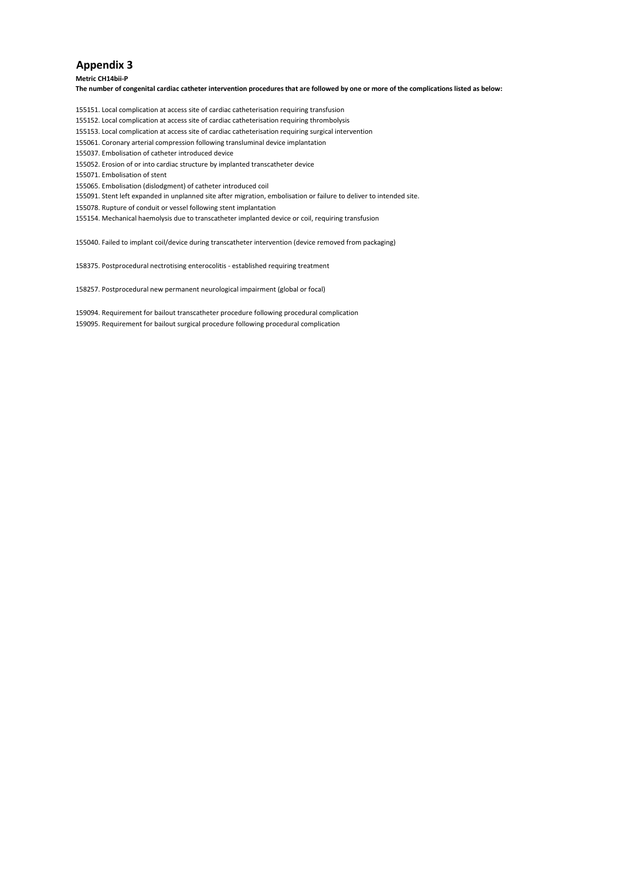# Appendix 3

**Metric CH14bii-P**

**The number of congenital cardiac catheter intervention procedures that are followed by one or more of the complications listed as below:**

155151. Local complication at access site of cardiac catheterisation requiring transfusion
155152. Local complication at access site of cardiac catheterisation requiring thrombolysis
155153. Local complication at access site of cardiac catheterisation requiring surgical intervention
155061. Coronary arterial compression following transluminal device implantation
155037. Embolisation of catheter introduced device
155052. Erosion of or into cardiac structure by implanted transcatheter device
155071. Embolisation of stent
155065. Embolisation (dislodgment) of catheter introduced coil
155091. Stent left expanded in unplanned site after migration, embolisation or failure to deliver to intended site.
155078. Rupture of conduit or vessel following stent implantation
155154. Mechanical haemolysis due to transcatheter implanted device or coil, requiring transfusion

155040. Failed to implant coil/device during transcatheter intervention (device removed from packaging)

158375. Postprocedural nectrotising enterocolitis - established requiring treatment

158257. Postprocedural new permanent neurological impairment (global or focal)

159094. Requirement for bailout transcatheter procedure following procedural complication
159095. Requirement for bailout surgical procedure following procedural complication